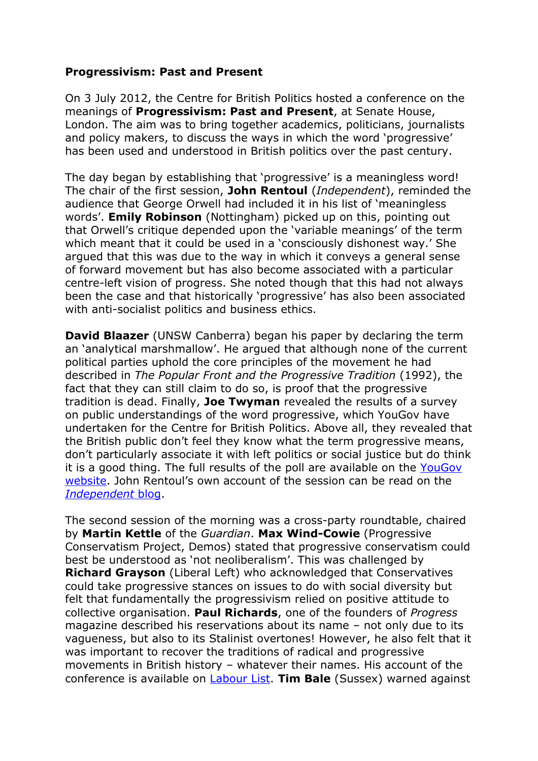**Progressivism: Past and Present**

On 3 July 2012, the Centre for British Politics hosted a conference on the meanings of **Progressivism: Past and Present**, at Senate House, London. The aim was to bring together academics, politicians, journalists and policy makers, to discuss the ways in which the word 'progressive' has been used and understood in British politics over the past century.

The day began by establishing that 'progressive' is a meaningless word! The chair of the first session, **John Rentoul** (*Independent*), reminded the audience that George Orwell had included it in his list of 'meaningless words'. **Emily Robinson** (Nottingham) picked up on this, pointing out that Orwell's critique depended upon the 'variable meanings' of the term which meant that it could be used in a 'consciously dishonest way.' She argued that this was due to the way in which it conveys a general sense of forward movement but has also become associated with a particular centre-left vision of progress. She noted though that this had not always been the case and that historically 'progressive' has also been associated with anti-socialist politics and business ethics.

**David Blaazer** (UNSW Canberra) began his paper by declaring the term an 'analytical marshmallow'. He argued that although none of the current political parties uphold the core principles of the movement he had described in *The Popular Front and the Progressive Tradition* (1992), the fact that they can still claim to do so, is proof that the progressive tradition is dead. Finally, **Joe Twyman** revealed the results of a survey on public understandings of the word progressive, which YouGov have undertaken for the Centre for British Politics. Above all, they revealed that the British public don't feel they know what the term progressive means, don't particularly associate it with left politics or social justice but do think it is a good thing. The full results of the poll are available on the YouGov website. John Rentoul's own account of the session can be read on the *Independent* blog.

The second session of the morning was a cross-party roundtable, chaired by **Martin Kettle** of the *Guardian*. **Max Wind-Cowie** (Progressive Conservatism Project, Demos) stated that progressive conservatism could best be understood as 'not neoliberalism'. This was challenged by **Richard Grayson** (Liberal Left) who acknowledged that Conservatives could take progressive stances on issues to do with social diversity but felt that fundamentally the progressivism relied on positive attitude to collective organisation. **Paul Richards**, one of the founders of *Progress* magazine described his reservations about its name – not only due to its vagueness, but also to its Stalinist overtones! However, he also felt that it was important to recover the traditions of radical and progressive movements in British history – whatever their names. His account of the conference is available on Labour List. **Tim Bale** (Sussex) warned against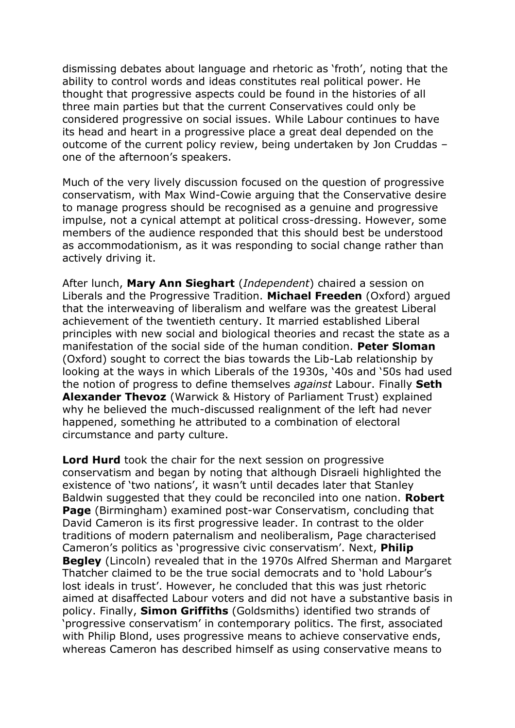dismissing debates about language and rhetoric as 'froth', noting that the ability to control words and ideas constitutes real political power. He thought that progressive aspects could be found in the histories of all three main parties but that the current Conservatives could only be considered progressive on social issues. While Labour continues to have its head and heart in a progressive place a great deal depended on the outcome of the current policy review, being undertaken by Jon Cruddas – one of the afternoon's speakers.

Much of the very lively discussion focused on the question of progressive conservatism, with Max Wind-Cowie arguing that the Conservative desire to manage progress should be recognised as a genuine and progressive impulse, not a cynical attempt at political cross-dressing. However, some members of the audience responded that this should best be understood as accommodationism, as it was responding to social change rather than actively driving it.

After lunch, **Mary Ann Sieghart** (*Independent*) chaired a session on Liberals and the Progressive Tradition. **Michael Freeden** (Oxford) argued that the interweaving of liberalism and welfare was the greatest Liberal achievement of the twentieth century. It married established Liberal principles with new social and biological theories and recast the state as a manifestation of the social side of the human condition. **Peter Sloman** (Oxford) sought to correct the bias towards the Lib-Lab relationship by looking at the ways in which Liberals of the 1930s, '40s and '50s had used the notion of progress to define themselves *against* Labour. Finally **Seth Alexander Thevoz** (Warwick & History of Parliament Trust) explained why he believed the much-discussed realignment of the left had never happened, something he attributed to a combination of electoral circumstance and party culture.

**Lord Hurd** took the chair for the next session on progressive conservatism and began by noting that although Disraeli highlighted the existence of 'two nations', it wasn't until decades later that Stanley Baldwin suggested that they could be reconciled into one nation. **Robert Page** (Birmingham) examined post-war Conservatism, concluding that David Cameron is its first progressive leader. In contrast to the older traditions of modern paternalism and neoliberalism, Page characterised Cameron's politics as 'progressive civic conservatism'. Next, **Philip Begley** (Lincoln) revealed that in the 1970s Alfred Sherman and Margaret Thatcher claimed to be the true social democrats and to 'hold Labour's lost ideals in trust'. However, he concluded that this was just rhetoric aimed at disaffected Labour voters and did not have a substantive basis in policy. Finally, **Simon Griffiths** (Goldsmiths) identified two strands of 'progressive conservatism' in contemporary politics. The first, associated with Philip Blond, uses progressive means to achieve conservative ends, whereas Cameron has described himself as using conservative means to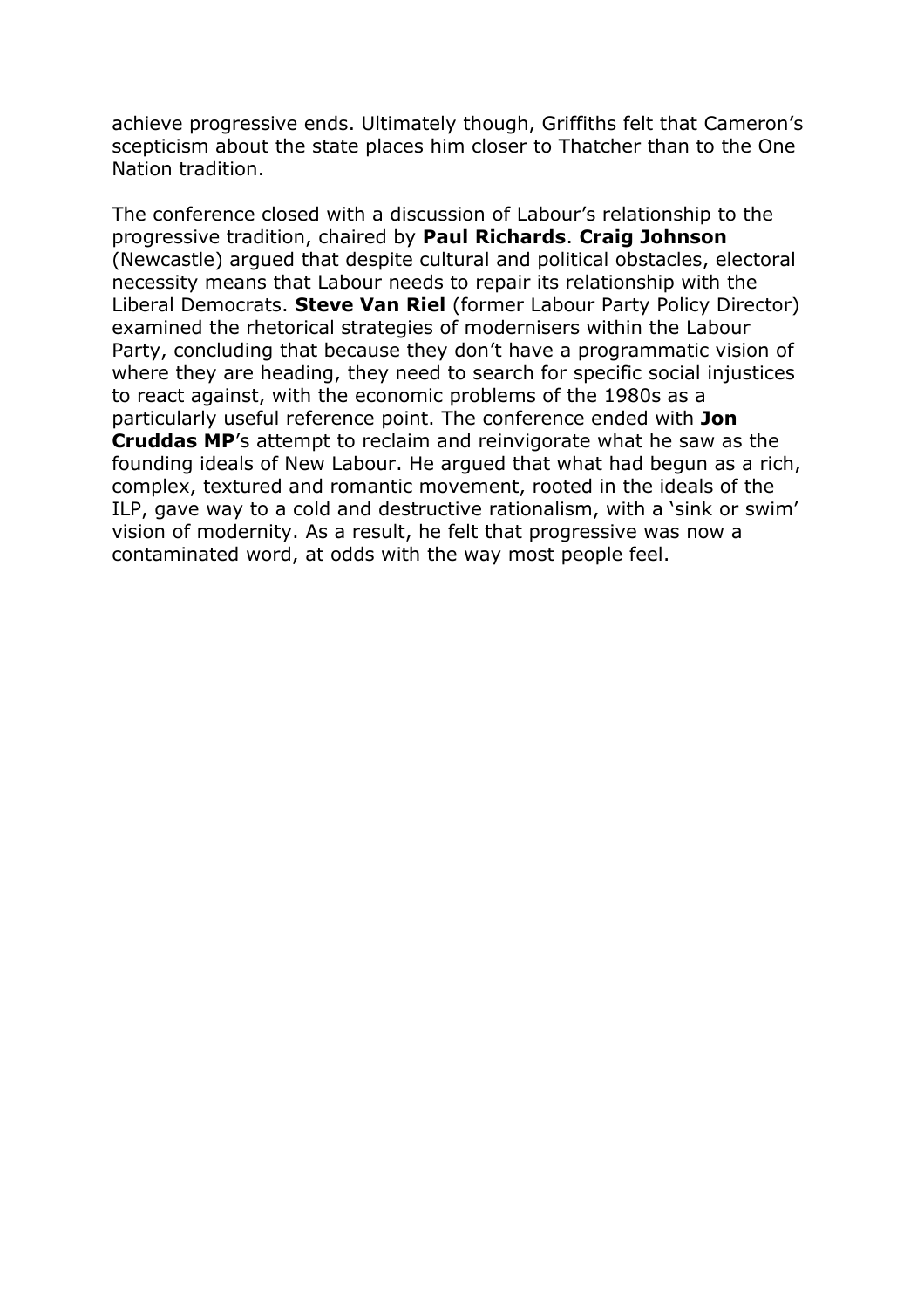achieve progressive ends. Ultimately though, Griffiths felt that Cameron's scepticism about the state places him closer to Thatcher than to the One Nation tradition.

The conference closed with a discussion of Labour's relationship to the progressive tradition, chaired by **Paul Richards**. **Craig Johnson** (Newcastle) argued that despite cultural and political obstacles, electoral necessity means that Labour needs to repair its relationship with the Liberal Democrats. **Steve Van Riel** (former Labour Party Policy Director) examined the rhetorical strategies of modernisers within the Labour Party, concluding that because they don't have a programmatic vision of where they are heading, they need to search for specific social injustices to react against, with the economic problems of the 1980s as a particularly useful reference point. The conference ended with **Jon Cruddas MP**'s attempt to reclaim and reinvigorate what he saw as the founding ideals of New Labour. He argued that what had begun as a rich, complex, textured and romantic movement, rooted in the ideals of the ILP, gave way to a cold and destructive rationalism, with a 'sink or swim' vision of modernity. As a result, he felt that progressive was now a contaminated word, at odds with the way most people feel.